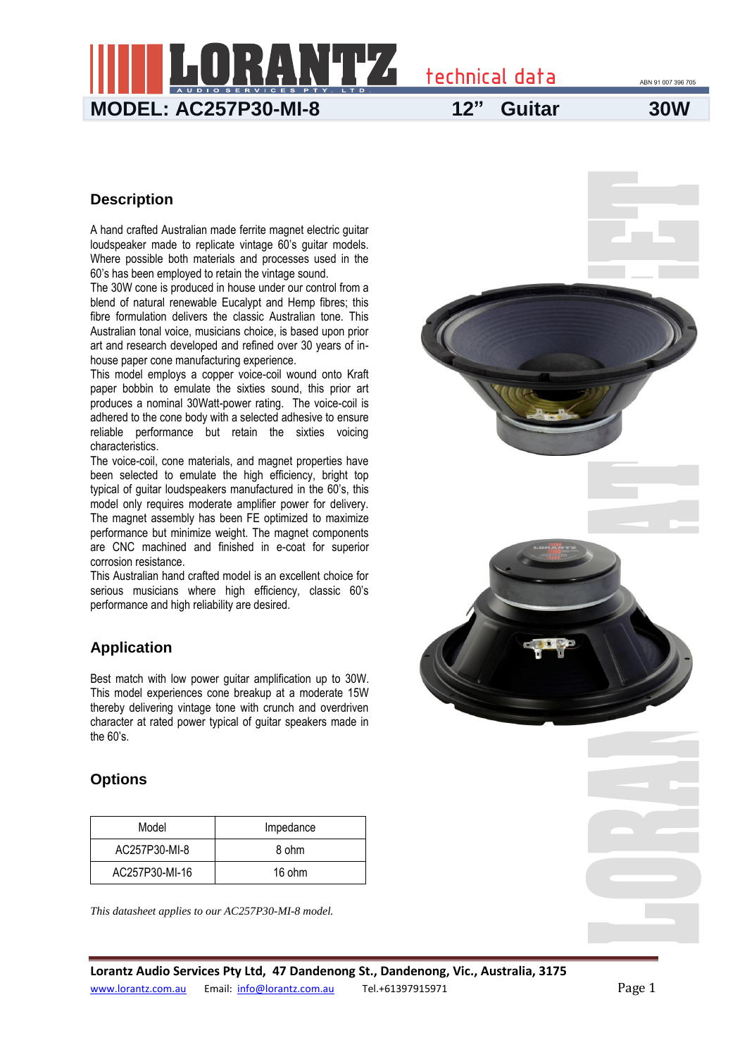# MODEL: AC257P30-MI-8 12" Guitar 30W

## Description

A hand crafted Australian made ferrite magnet electric guitar loudspeaker made to replicate vintage 60's guitar models. Where possible both materials and processes used in the 60's has been employed to retain the vintage sound.

The 30W cone is produced in house under our control from a blend of natural renewable Eucalypt and Hemp fibres; this fibre formulation delivers the classic Australian tone. This Australian tonal voice, musicians choice, is based upon prior art and research developed and refined over 30 years of in-house paper cone manufacturing experience.

This model employs a copper voice-coil wound onto Kraft paper bobbin to emulate the sixties sound, this prior art produces a nominal 30Watt-power rating. The voice-coil is adhered to the cone body with a selected adhesive to ensure reliable performance but retain the sixties voicing characteristics.

The voice-coil, cone materials, and magnet properties have been selected to emulate the high efficiency, bright top typical of guitar loudspeakers manufactured in the 60's, this model only requires moderate amplifier power for delivery. The magnet assembly has been FE optimized to maximize performance but minimize weight. The magnet components are CNC machined and finished in e-coat for superior corrosion resistance.

This Australian hand crafted model is an excellent choice for serious musicians where high efficiency, classic 60's performance and high reliability are desired.

## Application

Best match with low power guitar amplification up to 30W. This model experiences cone breakup at a moderate 15W thereby delivering vintage tone with crunch and overdriven character at rated power typical of guitar speakers made in the 60's.

## Options

| Model | Impedance |
|---|---|
| AC257P30-MI-8 | 8 ohm |
| AC257P30-MI-16 | 16 ohm |

*This datasheet applies to our AC257P30-MI-8 model.*

**Lorantz Audio Services Pty Ltd, 47 Dandenong St., Dandenong, Vic., Australia, 3175**

www.lorantz.com.au Email: info@lorantz.com.au Tel.+61397915971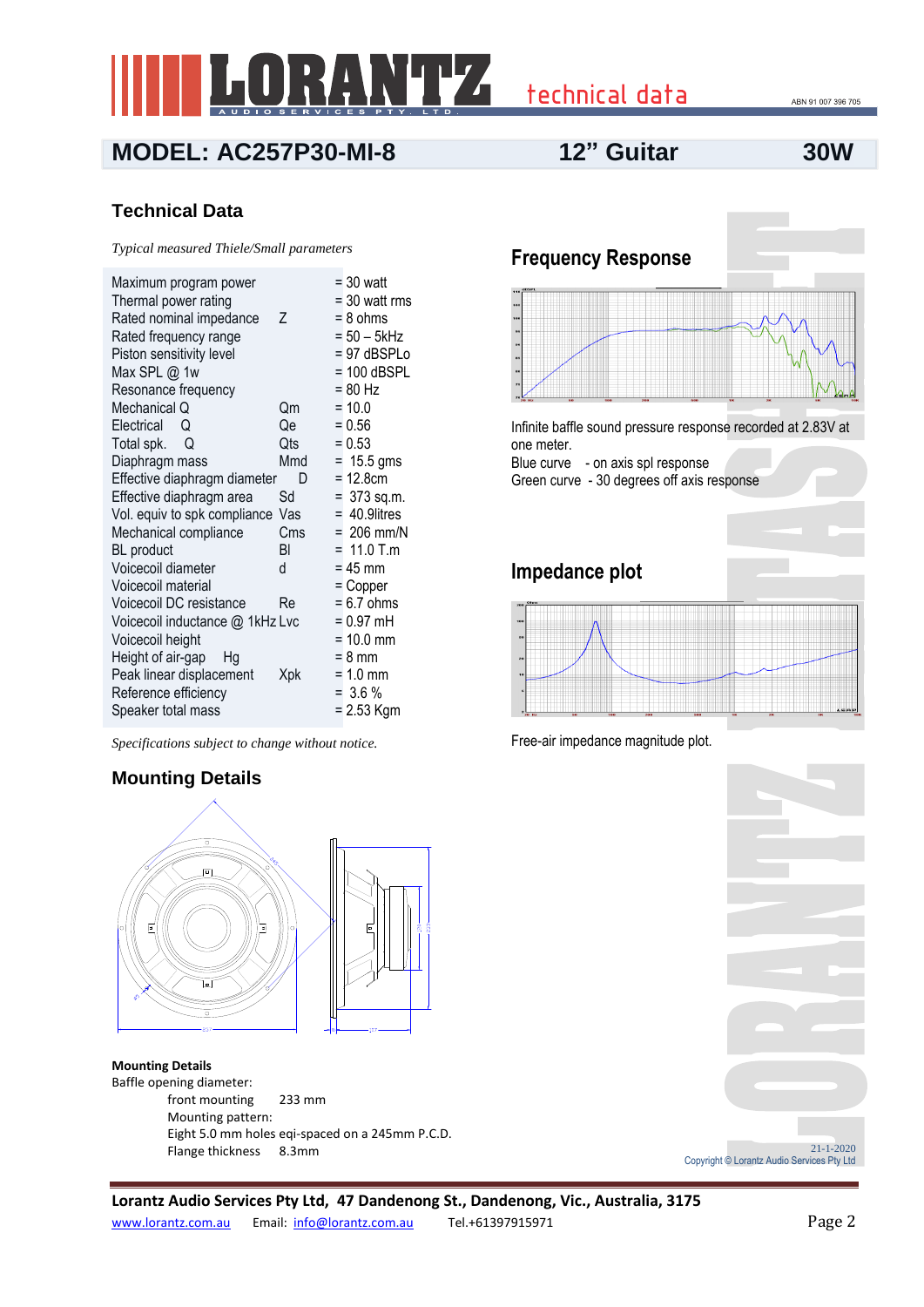# MODEL: AC257P30-MI-8 12" Guitar 30W

## Technical Data

*Typical measured Thiele/Small parameters*

| | | |
|---|---|---|
| Maximum program power | | = 30 watt |
| Thermal power rating | | = 30 watt rms |
| Rated nominal impedance | Z | = 8 ohms |
| Rated frequency range | | = 50 – 5kHz |
| Piston sensitivity level | | = 97 dBSPLo |
| Max SPL @ 1w | | = 100 dBSPL |
| Resonance frequency | | = 80 Hz |
| Mechanical Q | Qm | = 10.0 |
| Electrical Q | Qe | = 0.56 |
| Total spk. Q | Qts | = 0.53 |
| Diaphragm mass | Mmd | = 15.5 gms |
| Effective diaphragm diameter | D | = 12.8cm |
| Effective diaphragm area | Sd | = 373 sq.m. |
| Vol. equiv to spk compliance | Vas | = 40.9litres |
| Mechanical compliance | Cms | = 206 mm/N |
| BL product | Bl | = 11.0 T.m |
| Voicecoil diameter | d | = 45 mm |
| Voicecoil material | | = Copper |
| Voicecoil DC resistance | Re | = 6.7 ohms |
| Voicecoil inductance @ 1kHz | Lvc | = 0.97 mH |
| Voicecoil height | | = 10.0 mm |
| Height of air-gap | Hg | = 8 mm |
| Peak linear displacement | Xpk | = 1.0 mm |
| Reference efficiency | | = 3.6 % |
| Speaker total mass | | = 2.53 Kgm |

*Specifications subject to change without notice.*

## Frequency Response

Infinite baffle sound pressure response recorded at 2.83V at one meter.
Blue curve - on axis spl response
Green curve - 30 degrees off axis response

## Impedance plot

Free-air impedance magnitude plot.

## Mounting Details

**Mounting Details**
Baffle opening diameter:
front mounting 233 mm
Mounting pattern:
Eight 5.0 mm holes eqi-spaced on a 245mm P.C.D.
Flange thickness 8.3mm

21-1-2020
Copyright © Lorantz Audio Services Pty Ltd

**Lorantz Audio Services Pty Ltd, 47 Dandenong St., Dandenong, Vic., Australia, 3175**
www.lorantz.com.au Email: info@lorantz.com.au Tel.+61397915971